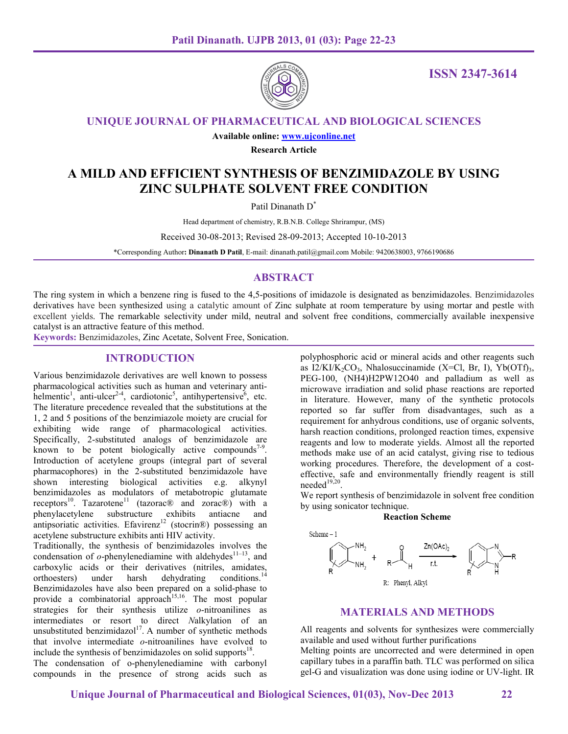ISSN 2347-3614

**UNIQUE JOURNAL OF PHARMACEUTICAL AND BIOLOGICAL SCIENCES**

**Available online: www.ujconline.net**

**Research Article**

# A MILD AND EFFICIENT SYNTHESIS OF BENZIMIDAZOLE BY USING ZINC SULPHATE SOLVENT FREE CONDITION

Patil Dinanath D*

Head department of chemistry, R.B.N.B. College Shrirampur, (MS)

Received 30-08-2013; Revised 28-09-2013; Accepted 10-10-2013

*Corresponding Author: **Dinanath D Patil**, E-mail: dinanath.patil@gmail.com Mobile: 9420638003, 9766190686

## ABSTRACT

The ring system in which a benzene ring is fused to the 4,5-positions of imidazole is designated as benzimidazoles. Benzimidazoles derivatives have been synthesized using a catalytic amount of Zinc sulphate at room temperature by using mortar and pestle with excellent yields. The remarkable selectivity under mild, neutral and solvent free conditions, commercially available inexpensive catalyst is an attractive feature of this method.

**Keywords:** Benzimidazoles, Zinc Acetate, Solvent Free, Sonication.

## INTRODUCTION

Various benzimidazole derivatives are well known to possess pharmacological activities such as human and veterinary anti-helmentic[1], anti-ulcer[2-4], cardiotonic[5], antihypertensive[6], etc. The literature precedence revealed that the substitutions at the 1, 2 and 5 positions of the benzimiazole moiety are crucial for exhibiting wide range of pharmacological activities. Specifically, 2-substituted analogs of benzimidazole are known to be potent biologically active compounds[7-9]. Introduction of acetylene groups (integral part of several pharmacophores) in the 2-substituted benzimidazole have shown interesting biological activities e.g. alkynyl benzimidazoles as modulators of metabotropic glutamate receptors[10]. Tazarotene[11] (tazorac® and zorac®) with a phenylacetylene substructure exhibits antiacne and antipsoriatic activities. Efavirenz[12] (stocrin®) possessing an acetylene substructure exhibits anti HIV activity.

Traditionally, the synthesis of benzimidazoles involves the condensation of *o*-phenylenediamine with aldehydes[11–13], and carboxylic acids or their derivatives (nitriles, amidates, orthoesters) under harsh dehydrating conditions.[14] Benzimidazoles have also been prepared on a solid-phase to provide a combinatorial approach[15,16]. The most popular strategies for their synthesis utilize *o*-nitroanilines as intermediates or resort to direct *N*alkylation of an unsubstituted benzimidazol[17]. A number of synthetic methods that involve intermediate *o*-nitroanilines have evolved to include the synthesis of benzimidazoles on solid supports[18].

The condensation of o-phenylenediamine with carbonyl compounds in the presence of strong acids such as polyphosphoric acid or mineral acids and other reagents such as $I_2/KI/K_2CO_3$, Nhalosuccinamide (X=Cl, Br, I), $Yb(OTf)_3$, PEG-100, $(NH_4)H_2PW_{12}O_{40}$ and palladium as well as microwave irradiation and solid phase reactions are reported in literature. However, many of the synthetic protocols reported so far suffer from disadvantages, such as a requirement for anhydrous conditions, use of organic solvents, harsh reaction conditions, prolonged reaction times, expensive reagents and low to moderate yields. Almost all the reported methods make use of an acid catalyst, giving rise to tedious working procedures. Therefore, the development of a cost-effective, safe and environmentally friendly reagent is still needed[19,20].

We report synthesis of benzimidazole in solvent free condition by using sonicator technique.

**Reaction Scheme**

Scheme – 1

R-substituted o-phenylenediamine + R–CHO $\xrightarrow[\text{r.t.}]{Zn(OAc)_2}$ 2-R-benzimidazole

R: Phenyl, Alkyl

## MATERIALS AND METHODS

All reagents and solvents for synthesizes were commercially available and used without further purifications

Melting points are uncorrected and were determined in open capillary tubes in a paraffin bath. TLC was performed on silica gel-G and visualization was done using iodine or UV-light. IR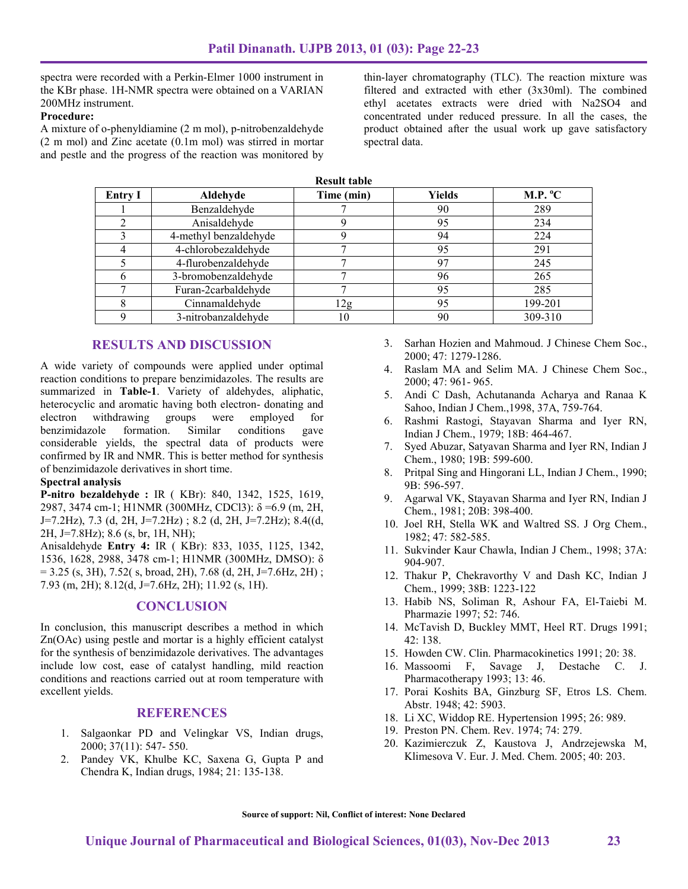spectra were recorded with a Perkin-Elmer 1000 instrument in the KBr phase. 1H-NMR spectra were obtained on a VARIAN 200MHz instrument.

**Procedure:**

A mixture of o-phenyldiamine (2 m mol), p-nitrobenzaldehyde (2 m mol) and Zinc acetate (0.1m mol) was stirred in mortar and pestle and the progress of the reaction was monitored by thin-layer chromatography (TLC). The reaction mixture was filtered and extracted with ether (3x30ml). The combined ethyl acetates extracts were dried with $Na_2SO_4$ and concentrated under reduced pressure. In all the cases, the product obtained after the usual work up gave satisfactory spectral data.

**Result table**

| Entry I | Aldehyde | Time (min) | Yields | M.P. °C |
|---|---|---|---|---|
| 1 | Benzaldehyde | 7 | 90 | 289 |
| 2 | Anisaldehyde | 9 | 95 | 234 |
| 3 | 4-methyl benzaldehyde | 9 | 94 | 224 |
| 4 | 4-chlorobezaldehyde | 7 | 95 | 291 |
| 5 | 4-flurobenzaldehyde | 7 | 97 | 245 |
| 6 | 3-bromobenzaldehyde | 7 | 96 | 265 |
| 7 | Furan-2carbaldehyde | 7 | 95 | 285 |
| 8 | Cinnamaldehyde | 12g | 95 | 199-201 |
| 9 | 3-nitrobanzaldehyde | 10 | 90 | 309-310 |

## RESULTS AND DISCUSSION

A wide variety of compounds were applied under optimal reaction conditions to prepare benzimidazoles. The results are summarized in **Table-1**. Variety of aldehydes, aliphatic, heterocyclic and aromatic having both electron- donating and electron withdrawing groups were employed for benzimidazole formation. Similar conditions gave considerable yields, the spectral data of products were confirmed by IR and NMR. This is better method for synthesis of benzimidazole derivatives in short time.

**Spectral analysis**

**P-nitro bezaldehyde :** IR ( KBr): 840, 1342, 1525, 1619, 2987, 3474 cm-1; H1NMR (300MHz, $CDCl_3$): δ =6.9 (m, 2H, J=7.2Hz), 7.3 (d, 2H, J=7.2Hz) ; 8.2 (d, 2H, J=7.2Hz); 8.4((d, 2H, J=7.8Hz); 8.6 (s, br, 1H, NH);

Anisaldehyde **Entry 4:** IR ( KBr): 833, 1035, 1125, 1342, 1536, 1628, 2988, 3478 cm-1; H1NMR (300MHz, DMSO): δ = 3.25 (s, 3H), 7.52( s, broad, 2H), 7.68 (d, 2H, J=7.6Hz, 2H) ; 7.93 (m, 2H); 8.12(d, J=7.6Hz, 2H); 11.92 (s, 1H).

## CONCLUSION

In conclusion, this manuscript describes a method in which Zn(OAc) using pestle and mortar is a highly efficient catalyst for the synthesis of benzimidazole derivatives. The advantages include low cost, ease of catalyst handling, mild reaction conditions and reactions carried out at room temperature with excellent yields.

## REFERENCES

1. Salgaonkar PD and Velingkar VS, Indian drugs, 2000; 37(11): 547- 550.
2. Pandey VK, Khulbe KC, Saxena G, Gupta P and Chendra K, Indian drugs, 1984; 21: 135-138.
3. Sarhan Hozien and Mahmoud. J Chinese Chem Soc., 2000; 47: 1279-1286.
4. Raslam MA and Selim MA. J Chinese Chem Soc., 2000; 47: 961- 965.
5. Andi C Dash, Achutananda Acharya and Ranaa K Sahoo, Indian J Chem.,1998, 37A, 759-764.
6. Rashmi Rastogi, Stayavan Sharma and Iyer RN, Indian J Chem., 1979; 18B: 464-467.
7. Syed Abuzar, Satyavan Sharma and Iyer RN, Indian J Chem., 1980; 19B: 599-600.
8. Pritpal Sing and Hingorani LL, Indian J Chem., 1990; 9B: 596-597.
9. Agarwal VK, Stayavan Sharma and Iyer RN, Indian J Chem., 1981; 20B: 398-400.
10. Joel RH, Stella WK and Waltred SS. J Org Chem., 1982; 47: 582-585.
11. Sukvinder Kaur Chawla, Indian J Chem., 1998; 37A: 904-907.
12. Thakur P, Chekravorthy V and Dash KC, Indian J Chem., 1999; 38B: 1223-122
13. Habib NS, Soliman R, Ashour FA, El-Taiebi M. Pharmazie 1997; 52: 746.
14. McTavish D, Buckley MMT, Heel RT. Drugs 1991; 42: 138.
15. Howden CW. Clin. Pharmacokinetics 1991; 20: 38.
16. Massoomi F, Savage J, Destache C. J. Pharmacotherapy 1993; 13: 46.
17. Porai Koshits BA, Ginzburg SF, Etros LS. Chem. Abstr. 1948; 42: 5903.
18. Li XC, Widdop RE. Hypertension 1995; 26: 989.
19. Preston PN. Chem. Rev. 1974; 74: 279.
20. Kazimierczuk Z, Kaustova J, Andrzejewska M, Klimesova V. Eur. J. Med. Chem. 2005; 40: 203.

**Source of support: Nil, Conflict of interest: None Declared**